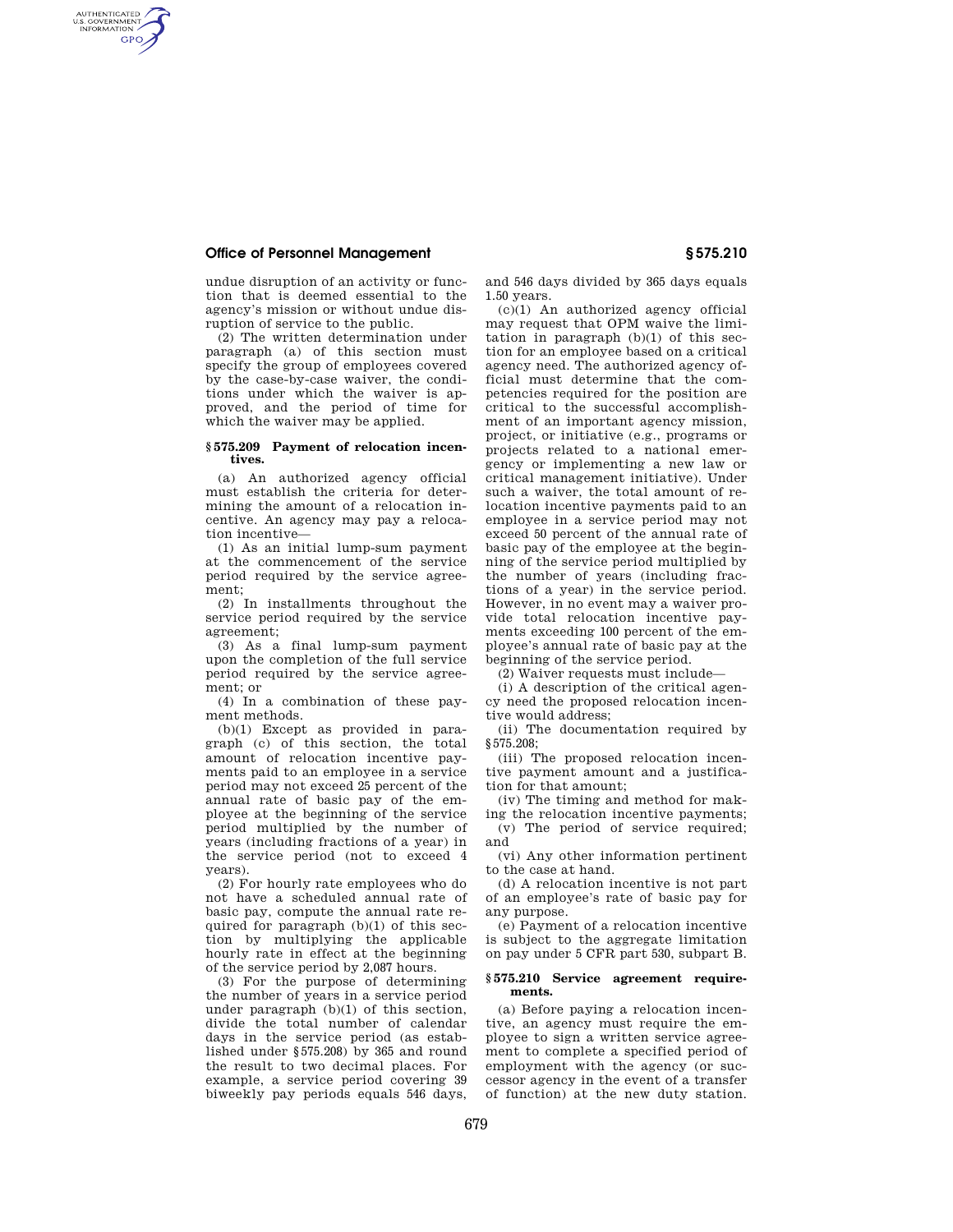undue disruption of an activity or function that is deemed essential to the agency's mission or without undue disruption of service to the public.

(2) The written determination under paragraph (a) of this section must specify the group of employees covered by the case-by-case waiver, the conditions under which the waiver is approved, and the period of time for which the waiver may be applied.

### § 575.209 Payment of relocation incentives.

(a) An authorized agency official must establish the criteria for determining the amount of a relocation incentive. An agency may pay a relocation incentive—

(1) As an initial lump-sum payment at the commencement of the service period required by the service agreement;

(2) In installments throughout the service period required by the service agreement;

(3) As a final lump-sum payment upon the completion of the full service period required by the service agreement; or

(4) In a combination of these payment methods.

(b)(1) Except as provided in paragraph (c) of this section, the total amount of relocation incentive payments paid to an employee in a service period may not exceed 25 percent of the annual rate of basic pay of the employee at the beginning of the service period multiplied by the number of years (including fractions of a year) in the service period (not to exceed 4 years).

(2) For hourly rate employees who do not have a scheduled annual rate of basic pay, compute the annual rate required for paragraph (b)(1) of this section by multiplying the applicable hourly rate in effect at the beginning of the service period by 2,087 hours.

(3) For the purpose of determining the number of years in a service period under paragraph (b)(1) of this section, divide the total number of calendar days in the service period (as established under § 575.208) by 365 and round the result to two decimal places. For example, a service period covering 39 biweekly pay periods equals 546 days, and 546 days divided by 365 days equals 1.50 years.

(c)(1) An authorized agency official may request that OPM waive the limitation in paragraph (b)(1) of this section for an employee based on a critical agency need. The authorized agency official must determine that the competencies required for the position are critical to the successful accomplishment of an important agency mission, project, or initiative (e.g., programs or projects related to a national emergency or implementing a new law or critical management initiative). Under such a waiver, the total amount of relocation incentive payments paid to an employee in a service period may not exceed 50 percent of the annual rate of basic pay of the employee at the beginning of the service period multiplied by the number of years (including fractions of a year) in the service period. However, in no event may a waiver provide total relocation incentive payments exceeding 100 percent of the employee's annual rate of basic pay at the beginning of the service period.

(2) Waiver requests must include—

(i) A description of the critical agency need the proposed relocation incentive would address;

(ii) The documentation required by § 575.208;

(iii) The proposed relocation incentive payment amount and a justification for that amount;

(iv) The timing and method for making the relocation incentive payments;

(v) The period of service required; and

(vi) Any other information pertinent to the case at hand.

(d) A relocation incentive is not part of an employee's rate of basic pay for any purpose.

(e) Payment of a relocation incentive is subject to the aggregate limitation on pay under 5 CFR part 530, subpart B.

### § 575.210 Service agreement requirements.

(a) Before paying a relocation incentive, an agency must require the employee to sign a written service agreement to complete a specified period of employment with the agency (or successor agency in the event of a transfer of function) at the new duty station.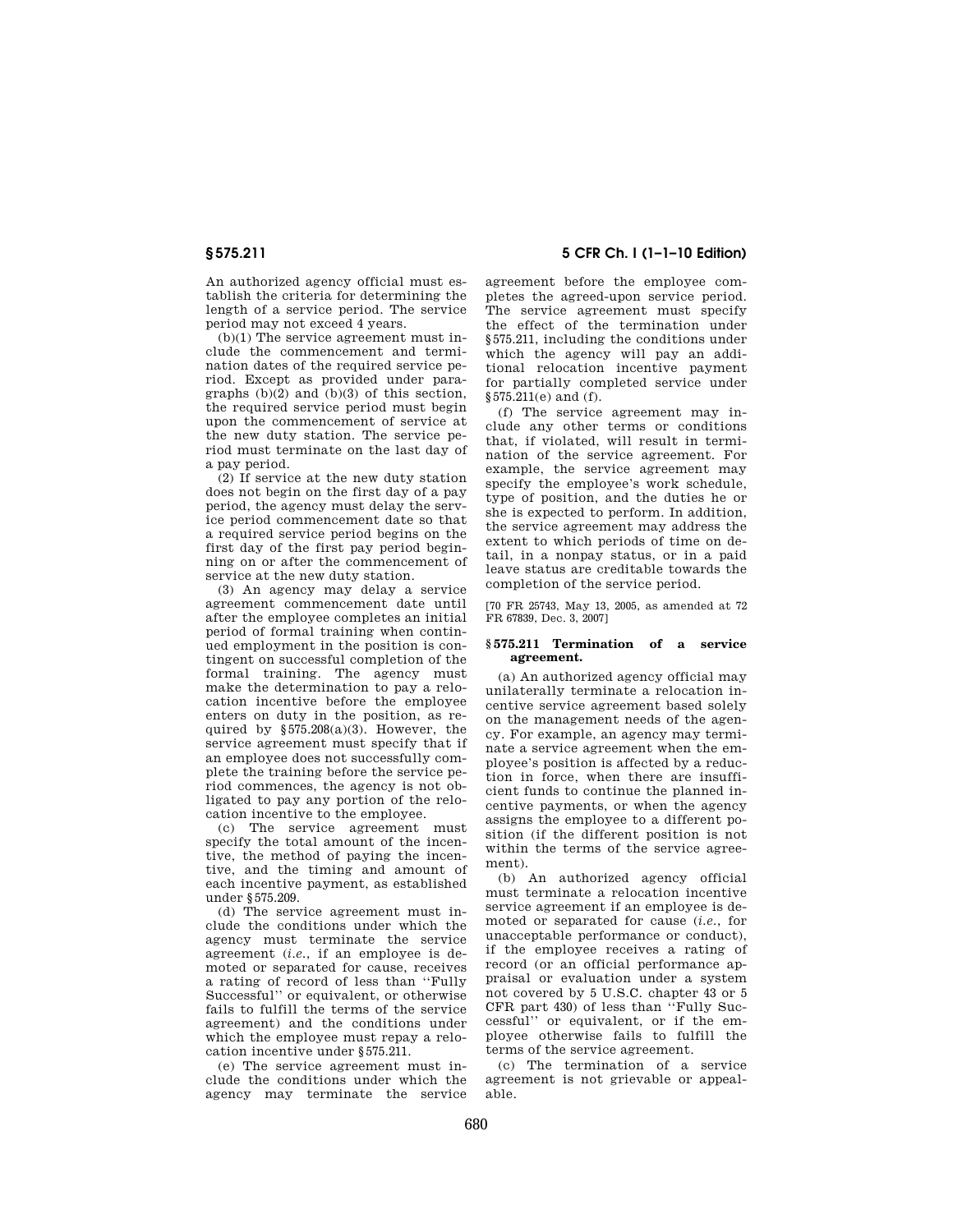An authorized agency official must establish the criteria for determining the length of a service period. The service period may not exceed 4 years.

(b)(1) The service agreement must include the commencement and termination dates of the required service period. Except as provided under paragraphs (b)(2) and (b)(3) of this section, the required service period must begin upon the commencement of service at the new duty station. The service period must terminate on the last day of a pay period.

(2) If service at the new duty station does not begin on the first day of a pay period, the agency must delay the service period commencement date so that a required service period begins on the first day of the first pay period beginning on or after the commencement of service at the new duty station.

(3) An agency may delay a service agreement commencement date until after the employee completes an initial period of formal training when continued employment in the position is contingent on successful completion of the formal training. The agency must make the determination to pay a relocation incentive before the employee enters on duty in the position, as required by §575.208(a)(3). However, the service agreement must specify that if an employee does not successfully complete the training before the service period commences, the agency is not obligated to pay any portion of the relocation incentive to the employee.

(c) The service agreement must specify the total amount of the incentive, the method of paying the incentive, and the timing and amount of each incentive payment, as established under §575.209.

(d) The service agreement must include the conditions under which the agency must terminate the service agreement (*i.e.*, if an employee is demoted or separated for cause, receives a rating of record of less than ''Fully Successful'' or equivalent, or otherwise fails to fulfill the terms of the service agreement) and the conditions under which the employee must repay a relocation incentive under §575.211.

(e) The service agreement must include the conditions under which the agency may terminate the service agreement before the employee completes the agreed-upon service period. The service agreement must specify the effect of the termination under §575.211, including the conditions under which the agency will pay an additional relocation incentive payment for partially completed service under §575.211(e) and (f).

(f) The service agreement may include any other terms or conditions that, if violated, will result in termination of the service agreement. For example, the service agreement may specify the employee's work schedule, type of position, and the duties he or she is expected to perform. In addition, the service agreement may address the extent to which periods of time on detail, in a nonpay status, or in a paid leave status are creditable towards the completion of the service period.

[70 FR 25743, May 13, 2005, as amended at 72 FR 67839, Dec. 3, 2007]

### §575.211 Termination of a service agreement.

(a) An authorized agency official may unilaterally terminate a relocation incentive service agreement based solely on the management needs of the agency. For example, an agency may terminate a service agreement when the employee's position is affected by a reduction in force, when there are insufficient funds to continue the planned incentive payments, or when the agency assigns the employee to a different position (if the different position is not within the terms of the service agreement).

(b) An authorized agency official must terminate a relocation incentive service agreement if an employee is demoted or separated for cause (*i.e.*, for unacceptable performance or conduct), if the employee receives a rating of record (or an official performance appraisal or evaluation under a system not covered by 5 U.S.C. chapter 43 or 5 CFR part 430) of less than ''Fully Successful'' or equivalent, or if the employee otherwise fails to fulfill the terms of the service agreement.

(c) The termination of a service agreement is not grievable or appealable.